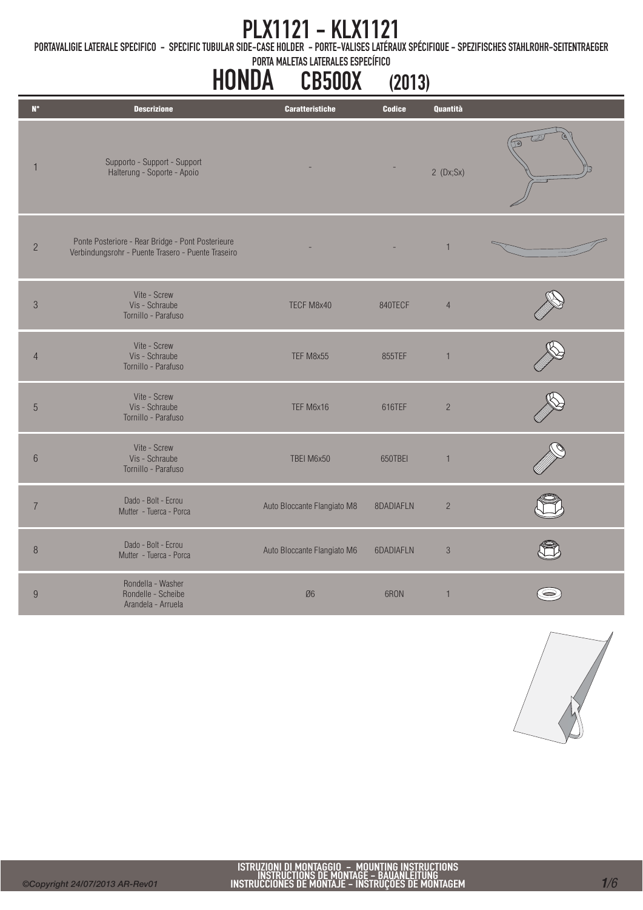# PLX1121 - KLX1121

PORTAVALIGIE LATERALE SPECIFICO - SPECIFIC TUBULAR SIDE-CASE HOLDER - PORTE-VALISES LATÉRAUX SPÉCIFIQUE - SPEZIFISCHES STAHLROHR-SEITENTRAEGER
PORTA MALETAS LATERALES ESPECÍFICO

## HONDA CB500X (2013)

| N° | Descrizione | Caratteristiche | Codice | Quantità |
|---|---|---|---|---|
| 1 | Supporto - Support - Support Halterung - Soporte - Apoio | - | - | 2 (Dx;Sx) |
| 2 | Ponte Posteriore - Rear Bridge - Pont Posterieure Verbindungsrohr - Puente Trasero - Puente Traseiro | - | - | 1 |
| 3 | Vite - Screw Vis - Schraube Tornillo - Parafuso | TECF M8x40 | 840TECF | 4 |
| 4 | Vite - Screw Vis - Schraube Tornillo - Parafuso | TEF M8x55 | 855TEF | 1 |
| 5 | Vite - Screw Vis - Schraube Tornillo - Parafuso | TEF M6x16 | 616TEF | 2 |
| 6 | Vite - Screw Vis - Schraube Tornillo - Parafuso | TBEI M6x50 | 650TBEI | 1 |
| 7 | Dado - Bolt - Ecrou Mutter - Tuerca - Porca | Auto Bloccante Flangiato M8 | 8DADIAFLN | 2 |
| 8 | Dado - Bolt - Ecrou Mutter - Tuerca - Porca | Auto Bloccante Flangiato M6 | 6DADIAFLN | 3 |
| 9 | Rondella - Washer Rondelle - Scheibe Arandela - Arruela | Ø6 | 6RON | 1 |

ISTRUZIONI DI MONTAGGIO - MOUNTING INSTRUCTIONS
INSTRUCTIONS DE MONTAGE - BAUANLEITUNG
INSTRUCCIONES DE MONTAJE - INSTRUÇOES DE MONTAGEM

©Copyright 24/07/2013 AR-Rev01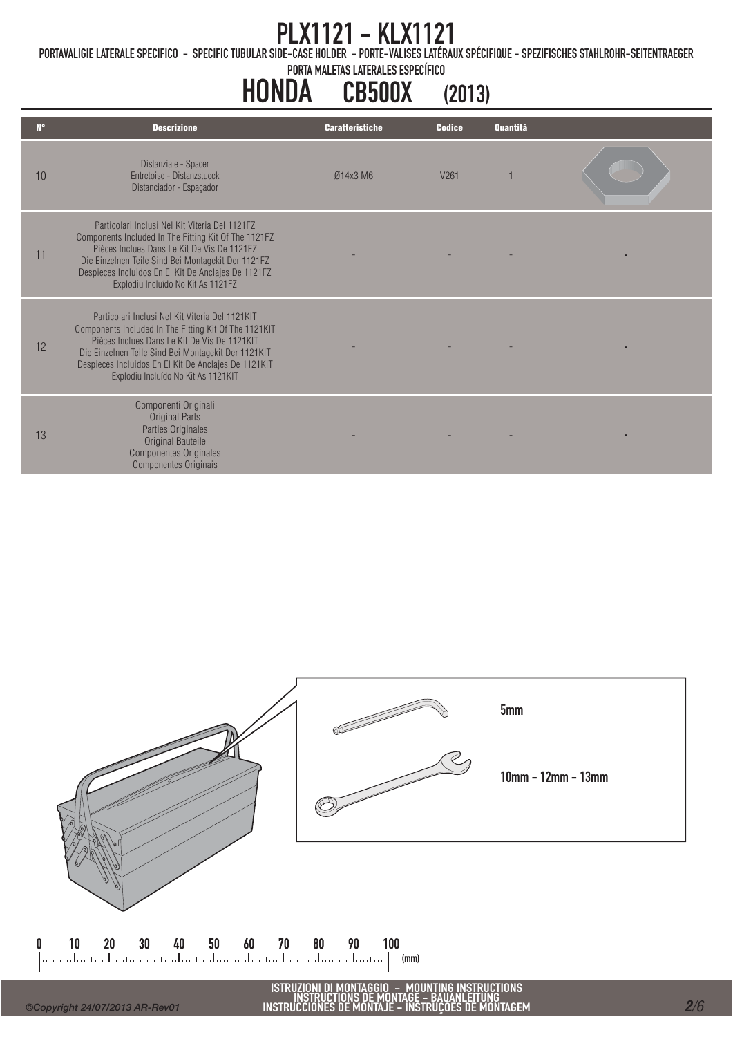# PLX1121 - KLX1121

PORTAVALIGIE LATERALE SPECIFICO - SPECIFIC TUBULAR SIDE-CASE HOLDER - PORTE-VALISES LATÉRAUX SPÉCIFIQUE - SPEZIFISCHES STAHLROHR-SEITENTRAEGER

PORTA MALETAS LATERALES ESPECÍFICO

## HONDA CB500X (2013)

| N° | Descrizione | Caratteristiche | Codice | Quantità | |
|---|---|---|---|---|---|
| 10 | Distanziale - Spacer<br>Entretoise - Distanzstueck<br>Distanciador - Espaçador | Ø14x3 M6 | V261 | 1 | |
| 11 | Particolari Inclusi Nel Kit Viteria Del 1121FZ<br>Components Included In The Fitting Kit Of The 1121FZ<br>Pièces Inclues Dans Le Kit De Vis De 1121FZ<br>Die Einzelnen Teile Sind Bei Montagekit Der 1121FZ<br>Despieces Incluidos En El Kit De Anclajes De 1121FZ<br>Explodiu Incluído No Kit As 1121FZ | - | - | - | - |
| 12 | Particolari Inclusi Nel Kit Viteria Del 1121KIT<br>Components Included In The Fitting Kit Of The 1121KIT<br>Pièces Inclues Dans Le Kit De Vis De 1121KIT<br>Die Einzelnen Teile Sind Bei Montagekit Der 1121KIT<br>Despieces Incluidos En El Kit De Anclajes De 1121KIT<br>Explodiu Incluído No Kit As 1121KIT | - | - | - | - |
| 13 | Componenti Originali<br>Original Parts<br>Parties Originales<br>Original Bauteile<br>Componentes Originales<br>Componentes Originais | - | - | - | - |

5mm

10mm - 12mm - 13mm

0 10 20 30 40 50 60 70 80 90 100 (mm)

ISTRUZIONI DI MONTAGGIO - MOUNTING INSTRUCTIONS
INSTRUCTIONS DE MONTAGE - BAUANLEITUNG
INSTRUCCIONES DE MONTAJE - INSTRUÇOES DE MONTAGEM

©Copyright 24/07/2013 AR-Rev01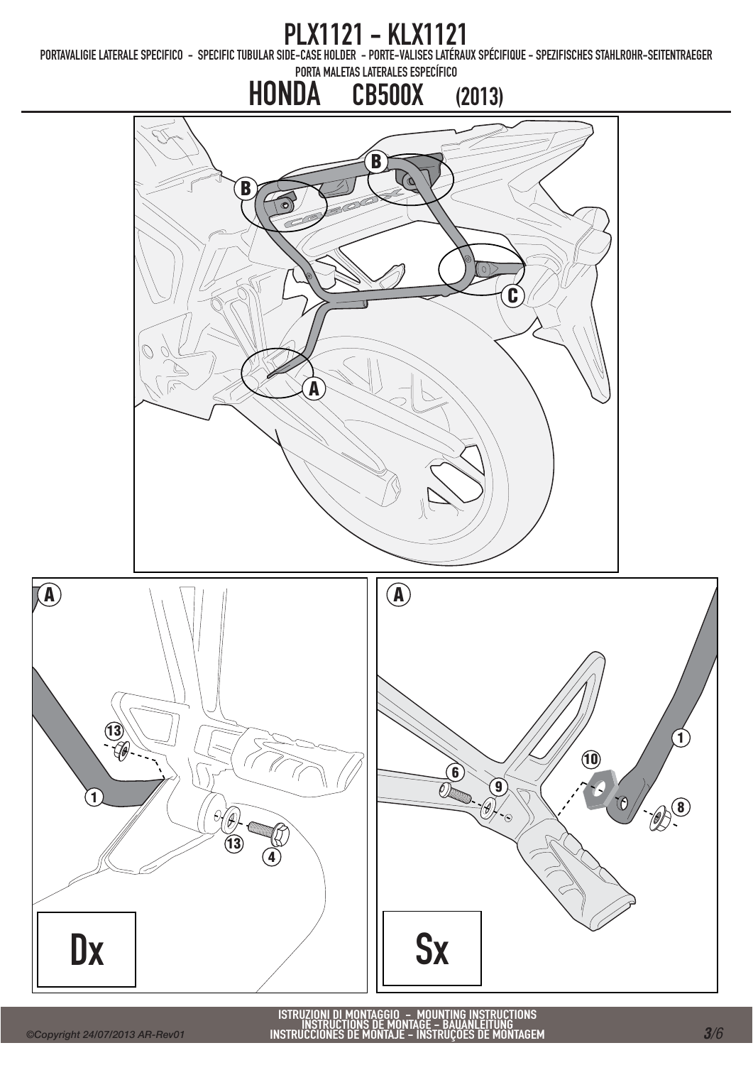# PLX1121 - KLX1121

PORTAVALIGIE LATERALE SPECIFICO - SPECIFIC TUBULAR SIDE-CASE HOLDER - PORTE-VALISES LATÉRAUX SPÉCIFIQUE - SPEZIFISCHES STAHLROHR-SEITENTRAEGER
PORTA MALETAS LATERALES ESPECÍFICO

## HONDA CB500X (2013)

B B C A

A

13

1

13 4

Dx

A

6 9 10 1 8

Sx

ISTRUZIONI DI MONTAGGIO - MOUNTING INSTRUCTIONS
INSTRUCTIONS DE MONTAGE - BAUANLEITUNG
INSTRUCCIONES DE MONTAJE - INSTRUÇÕES DE MONTAGEM

©Copyright 24/07/2013 AR-Rev01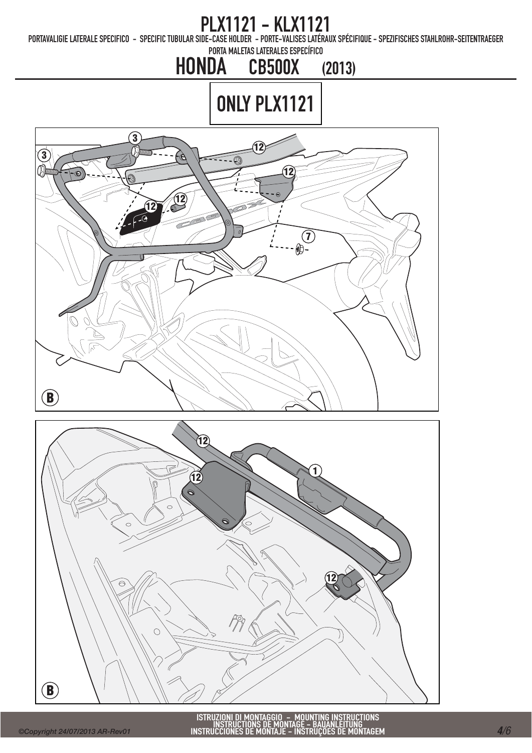# PLX1121 - KLX1121

PORTAVALIGIE LATERALE SPECIFICO - SPECIFIC TUBULAR SIDE-CASE HOLDER - PORTE-VALISES LATÉRAUX SPÉCIFIQUE - SPEZIFISCHES STAHLROHR-SEITENTRAEGER

PORTA MALETAS LATERALES ESPECÍFICO

## HONDA CB500X (2013)

**ONLY PLX1121**

3 3 12 12 12 12 7

B

12 12 1 12

B

ISTRUZIONI DI MONTAGGIO - MOUNTING INSTRUCTIONS
INSTRUCTIONS DE MONTAGE - BAUANLEITUNG
INSTRUCCIONES DE MONTAJE - INSTRUÇÕES DE MONTAGEM

©Copyright 24/07/2013 AR-Rev01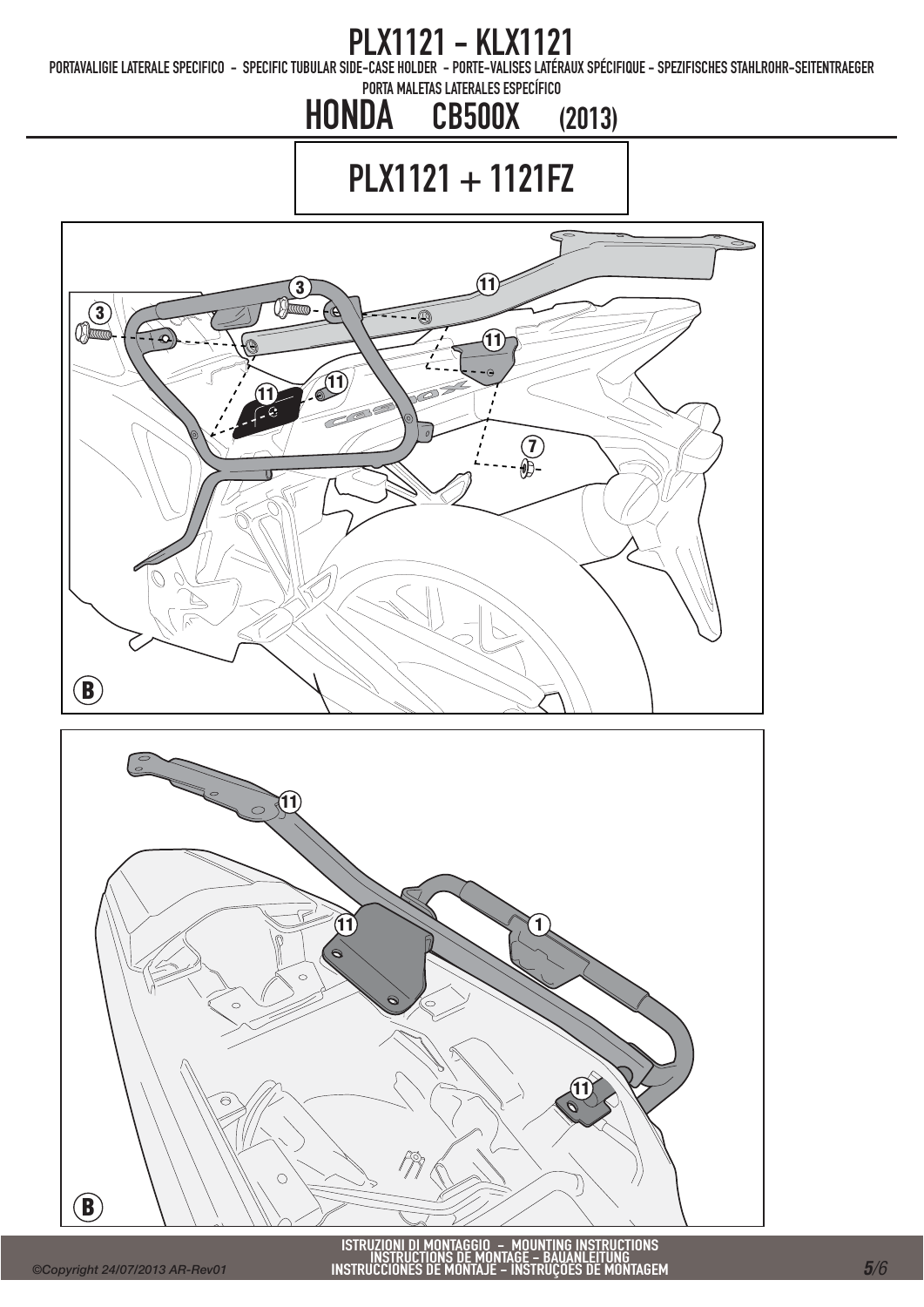# PLX1121 - KLX1121

PORTAVALIGIE LATERALE SPECIFICO - SPECIFIC TUBULAR SIDE-CASE HOLDER - PORTE-VALISES LATÉRAUX SPÉCIFIQUE - SPEZIFISCHES STAHLROHR-SEITENTRAEGER

PORTA MALETAS LATERALES ESPECÍFICO

## HONDA CB500X (2013)

## PLX1121 + 1121FZ

3 11 3 11 11 11 7

B

11

11 1

11

B

ISTRUZIONI DI MONTAGGIO - MOUNTING INSTRUCTIONS
INSTRUCTIONS DE MONTAGE - BAUANLEITUNG
INSTRUCCIONES DE MONTAJE - INSTRUÇÕES DE MONTAGEM

©Copyright 24/07/2013 AR-Rev01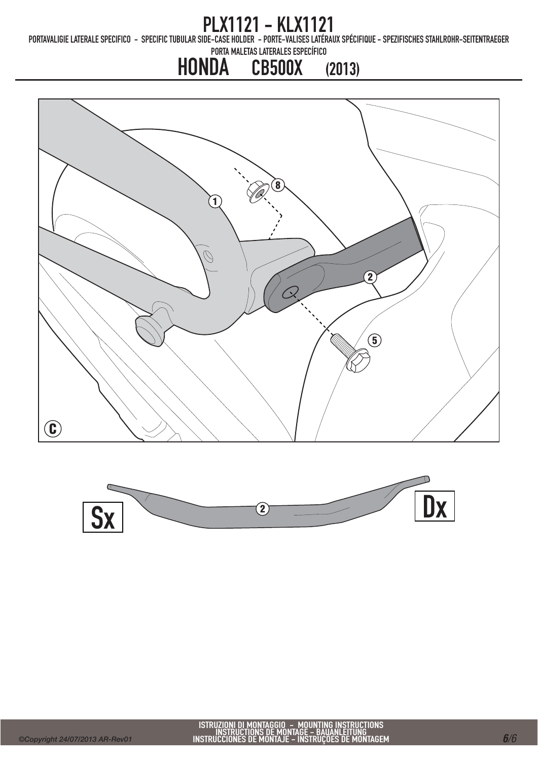# PLX1121 - KLX1121

PORTAVALIGIE LATERALE SPECIFICO - SPECIFIC TUBULAR SIDE-CASE HOLDER - PORTE-VALISES LATÉRAUX SPÉCIFIQUE - SPEZIFISCHES STAHLROHR-SEITENTRAEGER

PORTA MALETAS LATERALES ESPECÍFICO

## HONDA CB500X (2013)

8

1

2

5

C

Sx

2

Dx

ISTRUZIONI DI MONTAGGIO - MOUNTING INSTRUCTIONS
INSTRUCTIONS DE MONTAGE - BAUANLEITUNG
INSTRUCCIONES DE MONTAJE - INSTRUÇOES DE MONTAGEM

©Copyright 24/07/2013 AR-Rev01